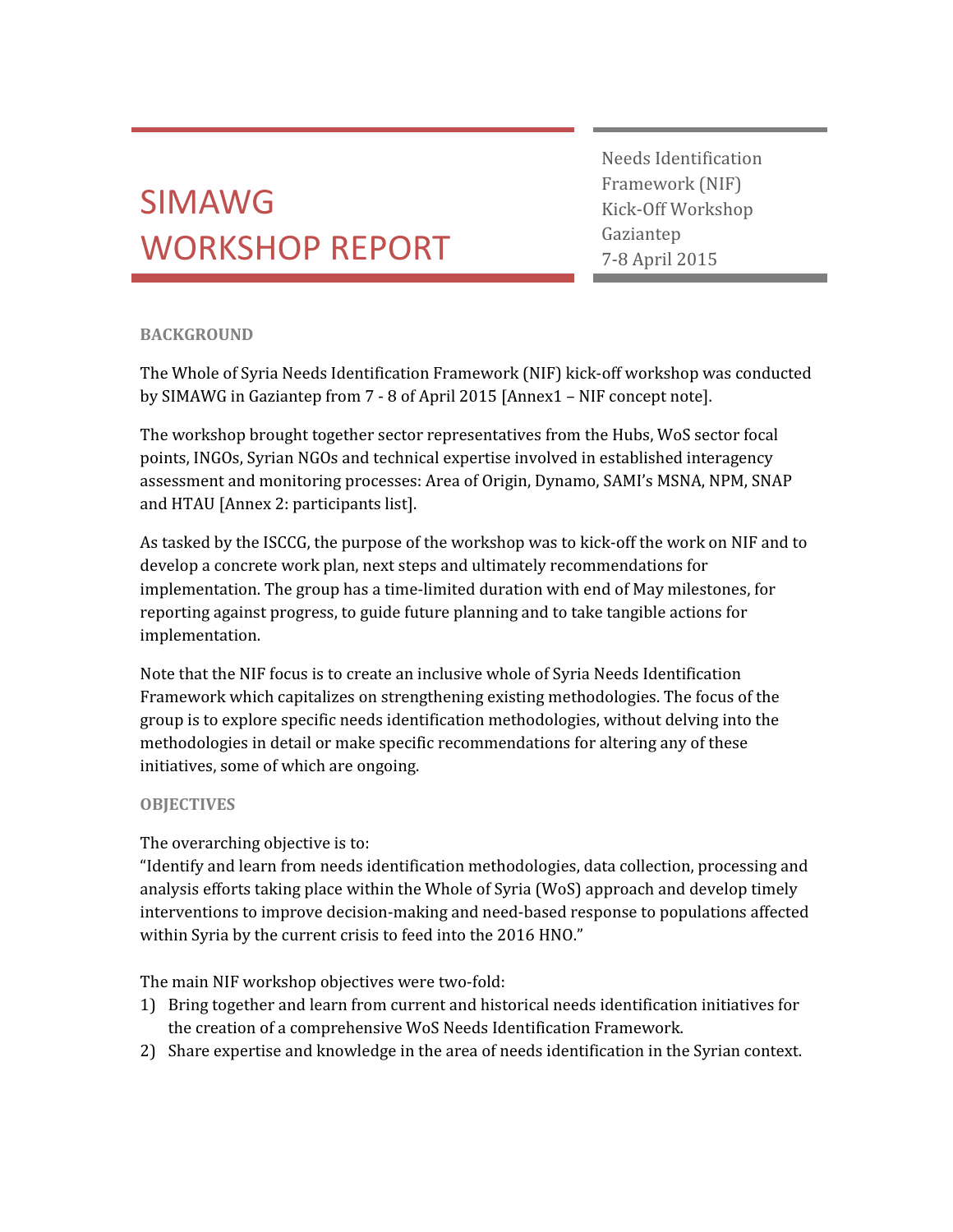# SIMAWG WORKSHOP REPORT

Needs Identification Framework (NIF) Kick-Off Workshop
Gaziantep
7-8 April 2015

## BACKGROUND

The Whole of Syria Needs Identification Framework (NIF) kick-off workshop was conducted by SIMAWG in Gaziantep from 7 - 8 of April 2015 [Annex1 – NIF concept note].

The workshop brought together sector representatives from the Hubs, WoS sector focal points, INGOs, Syrian NGOs and technical expertise involved in established interagency assessment and monitoring processes: Area of Origin, Dynamo, SAMI's MSNA, NPM, SNAP and HTAU [Annex 2: participants list].

As tasked by the ISCCG, the purpose of the workshop was to kick-off the work on NIF and to develop a concrete work plan, next steps and ultimately recommendations for implementation. The group has a time-limited duration with end of May milestones, for reporting against progress, to guide future planning and to take tangible actions for implementation.

Note that the NIF focus is to create an inclusive whole of Syria Needs Identification Framework which capitalizes on strengthening existing methodologies. The focus of the group is to explore specific needs identification methodologies, without delving into the methodologies in detail or make specific recommendations for altering any of these initiatives, some of which are ongoing.

## OBJECTIVES

The overarching objective is to:
"Identify and learn from needs identification methodologies, data collection, processing and analysis efforts taking place within the Whole of Syria (WoS) approach and develop timely interventions to improve decision-making and need-based response to populations affected within Syria by the current crisis to feed into the 2016 HNO."

The main NIF workshop objectives were two-fold:

1) Bring together and learn from current and historical needs identification initiatives for the creation of a comprehensive WoS Needs Identification Framework.
2) Share expertise and knowledge in the area of needs identification in the Syrian context.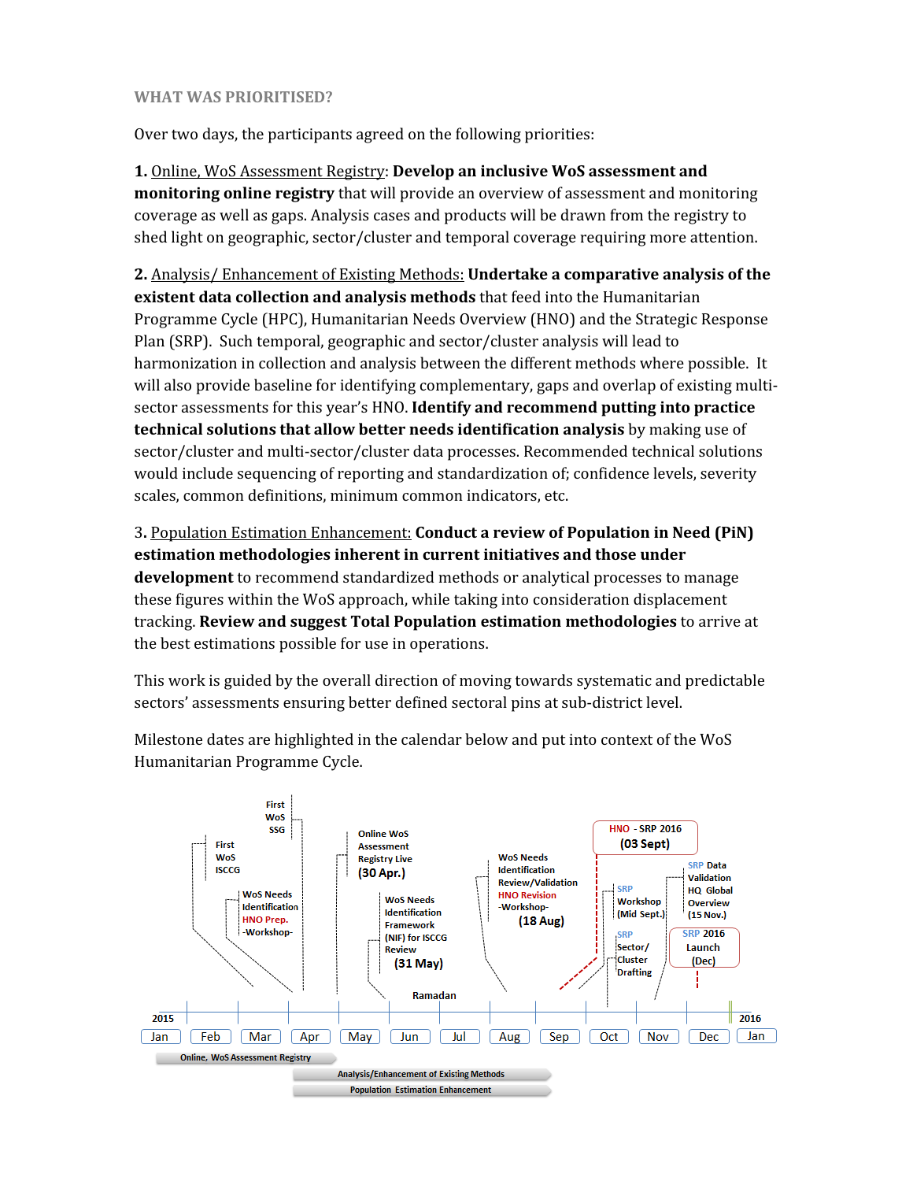## WHAT WAS PRIORITISED?

Over two days, the participants agreed on the following priorities:

**1.** Online, WoS Assessment Registry: **Develop an inclusive WoS assessment and monitoring online registry** that will provide an overview of assessment and monitoring coverage as well as gaps. Analysis cases and products will be drawn from the registry to shed light on geographic, sector/cluster and temporal coverage requiring more attention.

**2.** Analysis/ Enhancement of Existing Methods: **Undertake a comparative analysis of the existent data collection and analysis methods** that feed into the Humanitarian Programme Cycle (HPC), Humanitarian Needs Overview (HNO) and the Strategic Response Plan (SRP). Such temporal, geographic and sector/cluster analysis will lead to harmonization in collection and analysis between the different methods where possible. It will also provide baseline for identifying complementary, gaps and overlap of existing multi-sector assessments for this year's HNO. **Identify and recommend putting into practice technical solutions that allow better needs identification analysis** by making use of sector/cluster and multi-sector/cluster data processes. Recommended technical solutions would include sequencing of reporting and standardization of; confidence levels, severity scales, common definitions, minimum common indicators, etc.

3. Population Estimation Enhancement: **Conduct a review of Population in Need (PiN) estimation methodologies inherent in current initiatives and those under development** to recommend standardized methods or analytical processes to manage these figures within the WoS approach, while taking into consideration displacement tracking. **Review and suggest Total Population estimation methodologies** to arrive at the best estimations possible for use in operations.

This work is guided by the overall direction of moving towards systematic and predictable sectors' assessments ensuring better defined sectoral pins at sub-district level.

Milestone dates are highlighted in the calendar below and put into context of the WoS Humanitarian Programme Cycle.

- First WoS ISCCG
- First WoS SSG
- WoS Needs Identification HNO Prep. -Workshop-
- Online WoS Assessment Registry Live (30 Apr.)
- WoS Needs Identification Framework (NIF) for ISCCG Review (31 May)
- Ramadan
- WoS Needs Identification Review/Validation HNO Revision -Workshop- (18 Aug)
- HNO - SRP 2016 (03 Sept)
- SRP Workshop (Mid Sept.)
- SRP Sector/ Cluster Drafting
- SRP Data Validation HQ Global Overview (15 Nov.)
- SRP 2016 Launch (Dec)

2015 | Jan | Feb | Mar | Apr | May | Jun | Jul | Aug | Sep | Oct | Nov | Dec | 2016 Jan

- Online, WoS Assessment Registry
- Analysis/Enhancement of Existing Methods
- Population Estimation Enhancement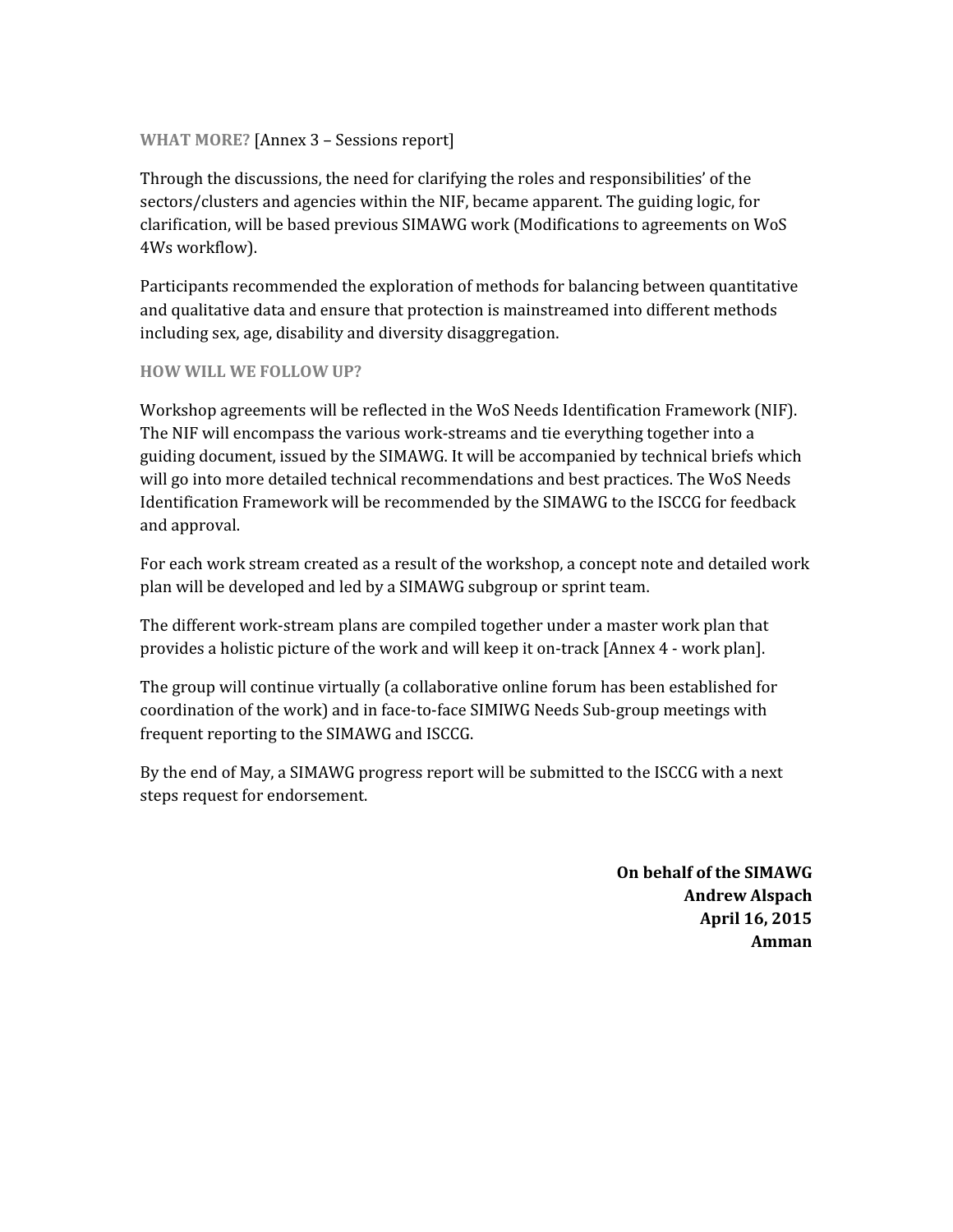**WHAT MORE?** [Annex 3 – Sessions report]

Through the discussions, the need for clarifying the roles and responsibilities' of the sectors/clusters and agencies within the NIF, became apparent. The guiding logic, for clarification, will be based previous SIMAWG work (Modifications to agreements on WoS 4Ws workflow).

Participants recommended the exploration of methods for balancing between quantitative and qualitative data and ensure that protection is mainstreamed into different methods including sex, age, disability and diversity disaggregation.

**HOW WILL WE FOLLOW UP?**

Workshop agreements will be reflected in the WoS Needs Identification Framework (NIF). The NIF will encompass the various work-streams and tie everything together into a guiding document, issued by the SIMAWG. It will be accompanied by technical briefs which will go into more detailed technical recommendations and best practices. The WoS Needs Identification Framework will be recommended by the SIMAWG to the ISCCG for feedback and approval.

For each work stream created as a result of the workshop, a concept note and detailed work plan will be developed and led by a SIMAWG subgroup or sprint team.

The different work-stream plans are compiled together under a master work plan that provides a holistic picture of the work and will keep it on-track [Annex 4 - work plan].

The group will continue virtually (a collaborative online forum has been established for coordination of the work) and in face-to-face SIMIWG Needs Sub-group meetings with frequent reporting to the SIMAWG and ISCCG.

By the end of May, a SIMAWG progress report will be submitted to the ISCCG with a next steps request for endorsement.

**On behalf of the SIMAWG**
**Andrew Alspach**
**April 16, 2015**
**Amman**